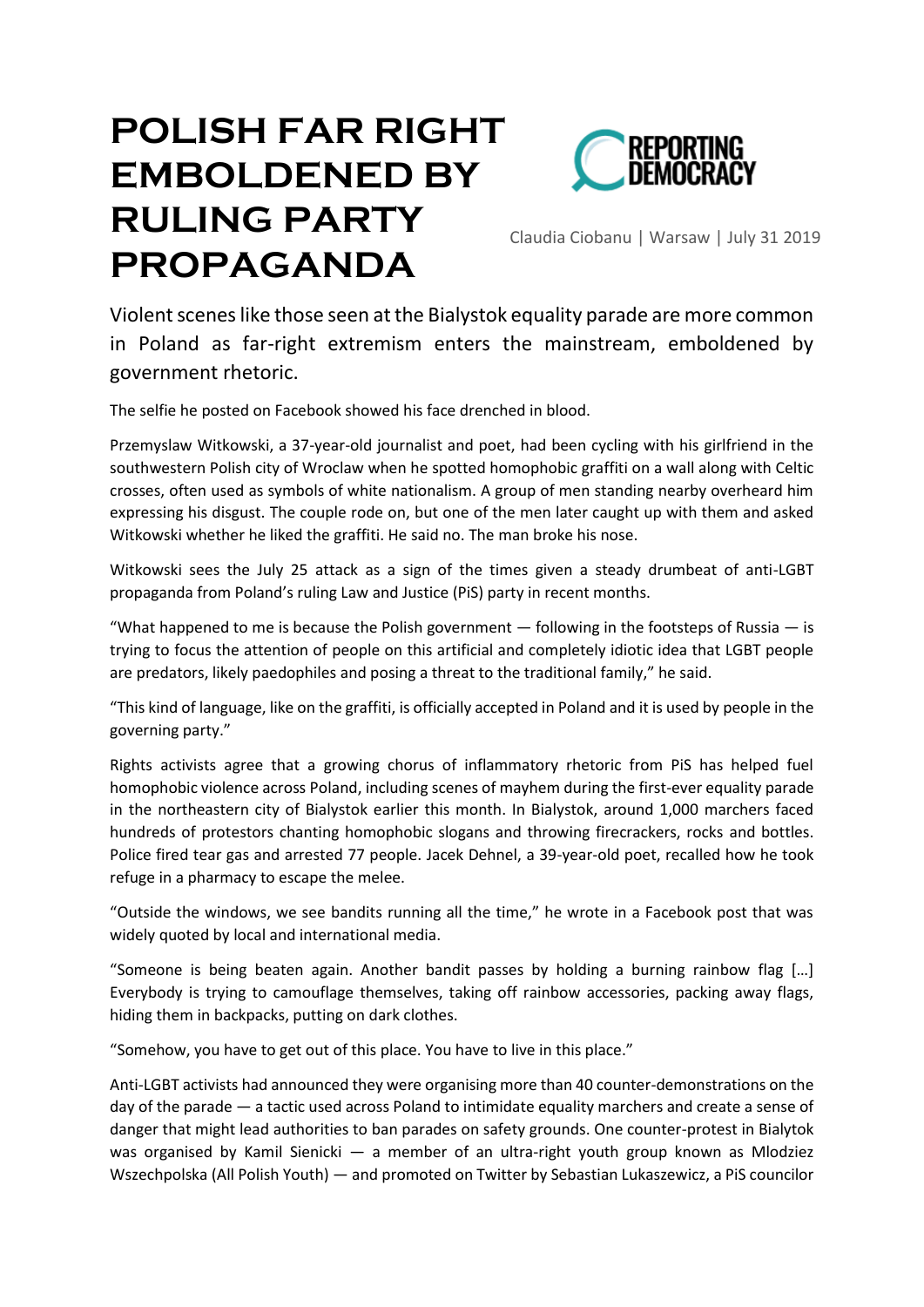# POLISH FAR RIGHT EMBOLDENED BY RULING PARTY PROPAGANDA

REPORTING DEMOCRACY

Claudia Ciobanu | Warsaw | July 31 2019

Violent scenes like those seen at the Bialystok equality parade are more common in Poland as far-right extremism enters the mainstream, emboldened by government rhetoric.

The selfie he posted on Facebook showed his face drenched in blood.

Przemyslaw Witkowski, a 37-year-old journalist and poet, had been cycling with his girlfriend in the southwestern Polish city of Wroclaw when he spotted homophobic graffiti on a wall along with Celtic crosses, often used as symbols of white nationalism. A group of men standing nearby overheard him expressing his disgust. The couple rode on, but one of the men later caught up with them and asked Witkowski whether he liked the graffiti. He said no. The man broke his nose.

Witkowski sees the July 25 attack as a sign of the times given a steady drumbeat of anti-LGBT propaganda from Poland's ruling Law and Justice (PiS) party in recent months.

"What happened to me is because the Polish government — following in the footsteps of Russia — is trying to focus the attention of people on this artificial and completely idiotic idea that LGBT people are predators, likely paedophiles and posing a threat to the traditional family," he said.

"This kind of language, like on the graffiti, is officially accepted in Poland and it is used by people in the governing party."

Rights activists agree that a growing chorus of inflammatory rhetoric from PiS has helped fuel homophobic violence across Poland, including scenes of mayhem during the first-ever equality parade in the northeastern city of Bialystok earlier this month. In Bialystok, around 1,000 marchers faced hundreds of protestors chanting homophobic slogans and throwing firecrackers, rocks and bottles. Police fired tear gas and arrested 77 people. Jacek Dehnel, a 39-year-old poet, recalled how he took refuge in a pharmacy to escape the melee.

"Outside the windows, we see bandits running all the time," he wrote in a Facebook post that was widely quoted by local and international media.

"Someone is being beaten again. Another bandit passes by holding a burning rainbow flag […] Everybody is trying to camouflage themselves, taking off rainbow accessories, packing away flags, hiding them in backpacks, putting on dark clothes.

"Somehow, you have to get out of this place. You have to live in this place."

Anti-LGBT activists had announced they were organising more than 40 counter-demonstrations on the day of the parade — a tactic used across Poland to intimidate equality marchers and create a sense of danger that might lead authorities to ban parades on safety grounds. One counter-protest in Bialytok was organised by Kamil Sienicki — a member of an ultra-right youth group known as Mlodziez Wszechpolska (All Polish Youth) — and promoted on Twitter by Sebastian Lukaszewicz, a PiS councilor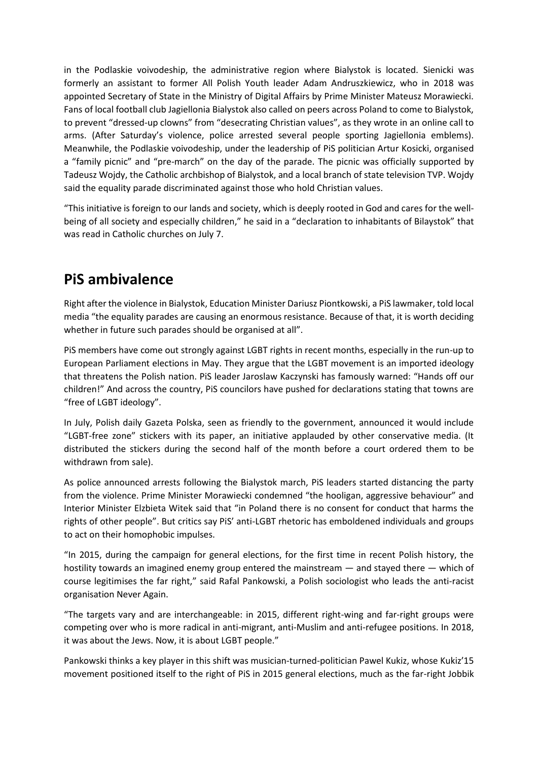in the Podlaskie voivodeship, the administrative region where Bialystok is located. Sienicki was formerly an assistant to former All Polish Youth leader Adam Andruszkiewicz, who in 2018 was appointed Secretary of State in the Ministry of Digital Affairs by Prime Minister Mateusz Morawiecki. Fans of local football club Jagiellonia Bialystok also called on peers across Poland to come to Bialystok, to prevent "dressed-up clowns" from "desecrating Christian values", as they wrote in an online call to arms. (After Saturday's violence, police arrested several people sporting Jagiellonia emblems). Meanwhile, the Podlaskie voivodeship, under the leadership of PiS politician Artur Kosicki, organised a "family picnic" and "pre-march" on the day of the parade. The picnic was officially supported by Tadeusz Wojdy, the Catholic archbishop of Bialystok, and a local branch of state television TVP. Wojdy said the equality parade discriminated against those who hold Christian values.

"This initiative is foreign to our lands and society, which is deeply rooted in God and cares for the well-being of all society and especially children," he said in a "declaration to inhabitants of Bilaystok" that was read in Catholic churches on July 7.

## PiS ambivalence

Right after the violence in Bialystok, Education Minister Dariusz Piontkowski, a PiS lawmaker, told local media "the equality parades are causing an enormous resistance. Because of that, it is worth deciding whether in future such parades should be organised at all".

PiS members have come out strongly against LGBT rights in recent months, especially in the run-up to European Parliament elections in May. They argue that the LGBT movement is an imported ideology that threatens the Polish nation. PiS leader Jaroslaw Kaczynski has famously warned: "Hands off our children!" And across the country, PiS councilors have pushed for declarations stating that towns are "free of LGBT ideology".

In July, Polish daily Gazeta Polska, seen as friendly to the government, announced it would include "LGBT-free zone" stickers with its paper, an initiative applauded by other conservative media. (It distributed the stickers during the second half of the month before a court ordered them to be withdrawn from sale).

As police announced arrests following the Bialystok march, PiS leaders started distancing the party from the violence. Prime Minister Morawiecki condemned "the hooligan, aggressive behaviour" and Interior Minister Elzbieta Witek said that "in Poland there is no consent for conduct that harms the rights of other people". But critics say PiS' anti-LGBT rhetoric has emboldened individuals and groups to act on their homophobic impulses.

"In 2015, during the campaign for general elections, for the first time in recent Polish history, the hostility towards an imagined enemy group entered the mainstream — and stayed there — which of course legitimises the far right," said Rafal Pankowski, a Polish sociologist who leads the anti-racist organisation Never Again.

"The targets vary and are interchangeable: in 2015, different right-wing and far-right groups were competing over who is more radical in anti-migrant, anti-Muslim and anti-refugee positions. In 2018, it was about the Jews. Now, it is about LGBT people."

Pankowski thinks a key player in this shift was musician-turned-politician Pawel Kukiz, whose Kukiz'15 movement positioned itself to the right of PiS in 2015 general elections, much as the far-right Jobbik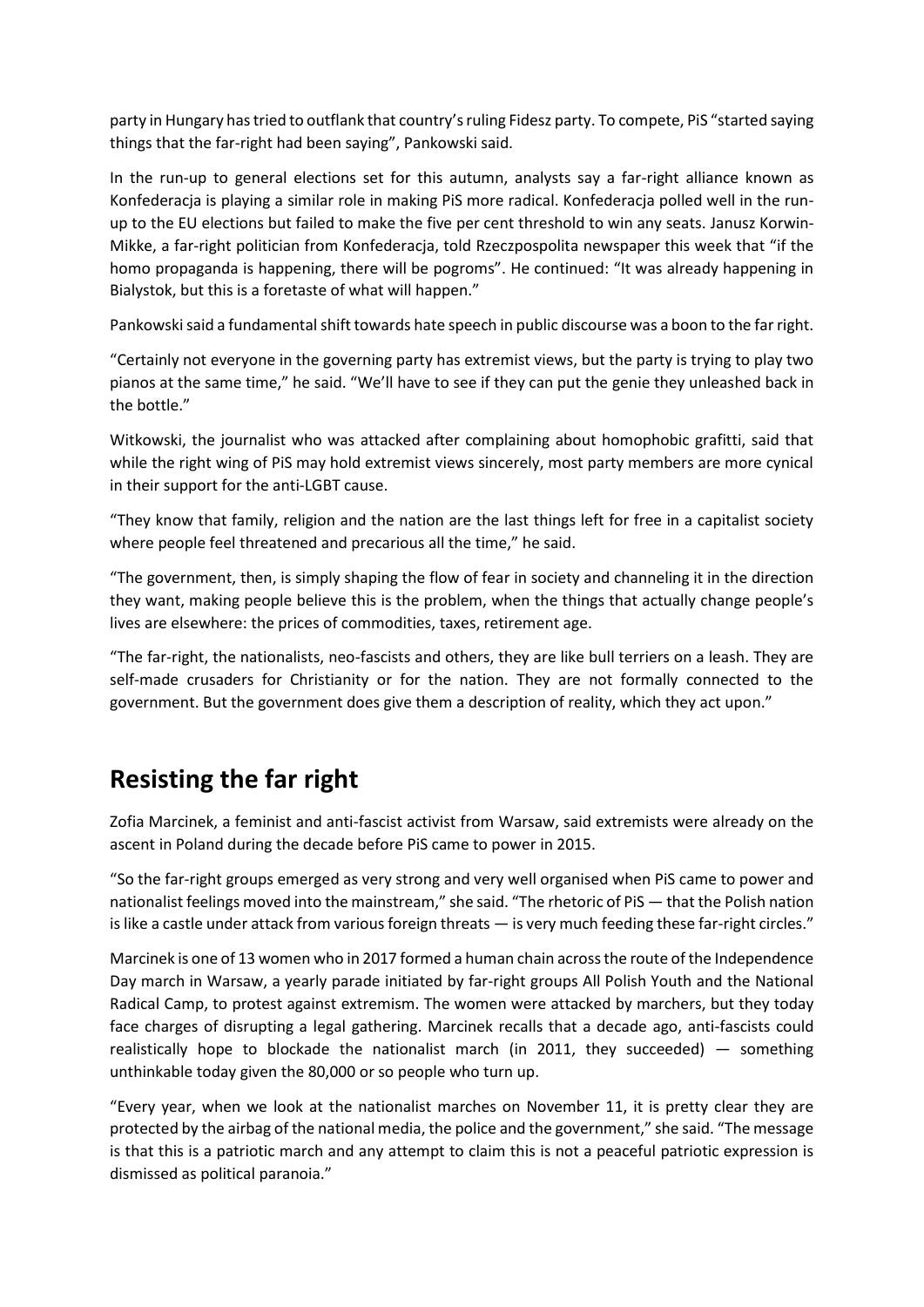party in Hungary has tried to outflank that country's ruling Fidesz party. To compete, PiS "started saying things that the far-right had been saying", Pankowski said.

In the run-up to general elections set for this autumn, analysts say a far-right alliance known as Konfederacja is playing a similar role in making PiS more radical. Konfederacja polled well in the run-up to the EU elections but failed to make the five per cent threshold to win any seats. Janusz Korwin-Mikke, a far-right politician from Konfederacja, told Rzeczpospolita newspaper this week that "if the homo propaganda is happening, there will be pogroms". He continued: "It was already happening in Bialystok, but this is a foretaste of what will happen."

Pankowski said a fundamental shift towards hate speech in public discourse was a boon to the far right.

"Certainly not everyone in the governing party has extremist views, but the party is trying to play two pianos at the same time," he said. "We'll have to see if they can put the genie they unleashed back in the bottle."

Witkowski, the journalist who was attacked after complaining about homophobic grafitti, said that while the right wing of PiS may hold extremist views sincerely, most party members are more cynical in their support for the anti-LGBT cause.

"They know that family, religion and the nation are the last things left for free in a capitalist society where people feel threatened and precarious all the time," he said.

"The government, then, is simply shaping the flow of fear in society and channeling it in the direction they want, making people believe this is the problem, when the things that actually change people's lives are elsewhere: the prices of commodities, taxes, retirement age.

"The far-right, the nationalists, neo-fascists and others, they are like bull terriers on a leash. They are self-made crusaders for Christianity or for the nation. They are not formally connected to the government. But the government does give them a description of reality, which they act upon."

## Resisting the far right

Zofia Marcinek, a feminist and anti-fascist activist from Warsaw, said extremists were already on the ascent in Poland during the decade before PiS came to power in 2015.

"So the far-right groups emerged as very strong and very well organised when PiS came to power and nationalist feelings moved into the mainstream," she said. "The rhetoric of PiS — that the Polish nation is like a castle under attack from various foreign threats — is very much feeding these far-right circles."

Marcinek is one of 13 women who in 2017 formed a human chain across the route of the Independence Day march in Warsaw, a yearly parade initiated by far-right groups All Polish Youth and the National Radical Camp, to protest against extremism. The women were attacked by marchers, but they today face charges of disrupting a legal gathering. Marcinek recalls that a decade ago, anti-fascists could realistically hope to blockade the nationalist march (in 2011, they succeeded) — something unthinkable today given the 80,000 or so people who turn up.

"Every year, when we look at the nationalist marches on November 11, it is pretty clear they are protected by the airbag of the national media, the police and the government," she said. "The message is that this is a patriotic march and any attempt to claim this is not a peaceful patriotic expression is dismissed as political paranoia."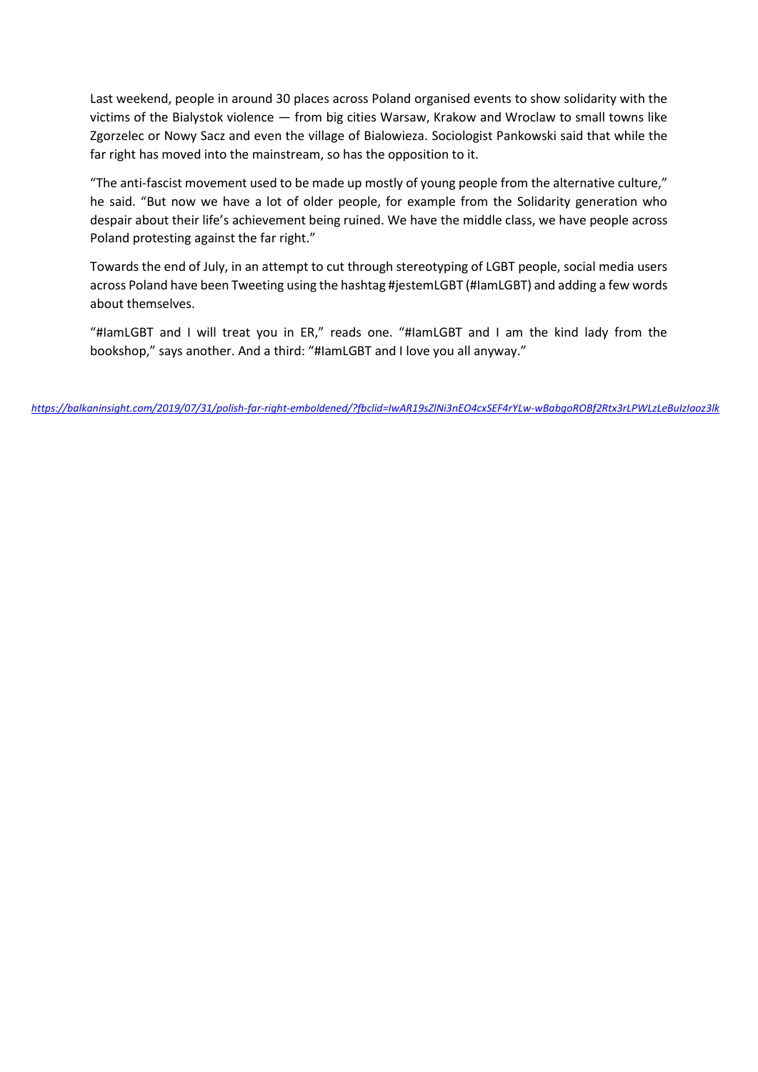Last weekend, people in around 30 places across Poland organised events to show solidarity with the victims of the Bialystok violence — from big cities Warsaw, Krakow and Wroclaw to small towns like Zgorzelec or Nowy Sacz and even the village of Bialowieza. Sociologist Pankowski said that while the far right has moved into the mainstream, so has the opposition to it.

"The anti-fascist movement used to be made up mostly of young people from the alternative culture," he said. "But now we have a lot of older people, for example from the Solidarity generation who despair about their life's achievement being ruined. We have the middle class, we have people across Poland protesting against the far right."

Towards the end of July, in an attempt to cut through stereotyping of LGBT people, social media users across Poland have been Tweeting using the hashtag #jestemLGBT (#IamLGBT) and adding a few words about themselves.

"#IamLGBT and I will treat you in ER," reads one. "#IamLGBT and I am the kind lady from the bookshop," says another. And a third: "#IamLGBT and I love you all anyway."

*https://balkaninsight.com/2019/07/31/polish-far-right-emboldened/?fbclid=IwAR19sZlNi3nEO4cxSEF4rYLw-wBabgoROBf2Rtx3rLPWLzLeBuIzIaoz3lk*